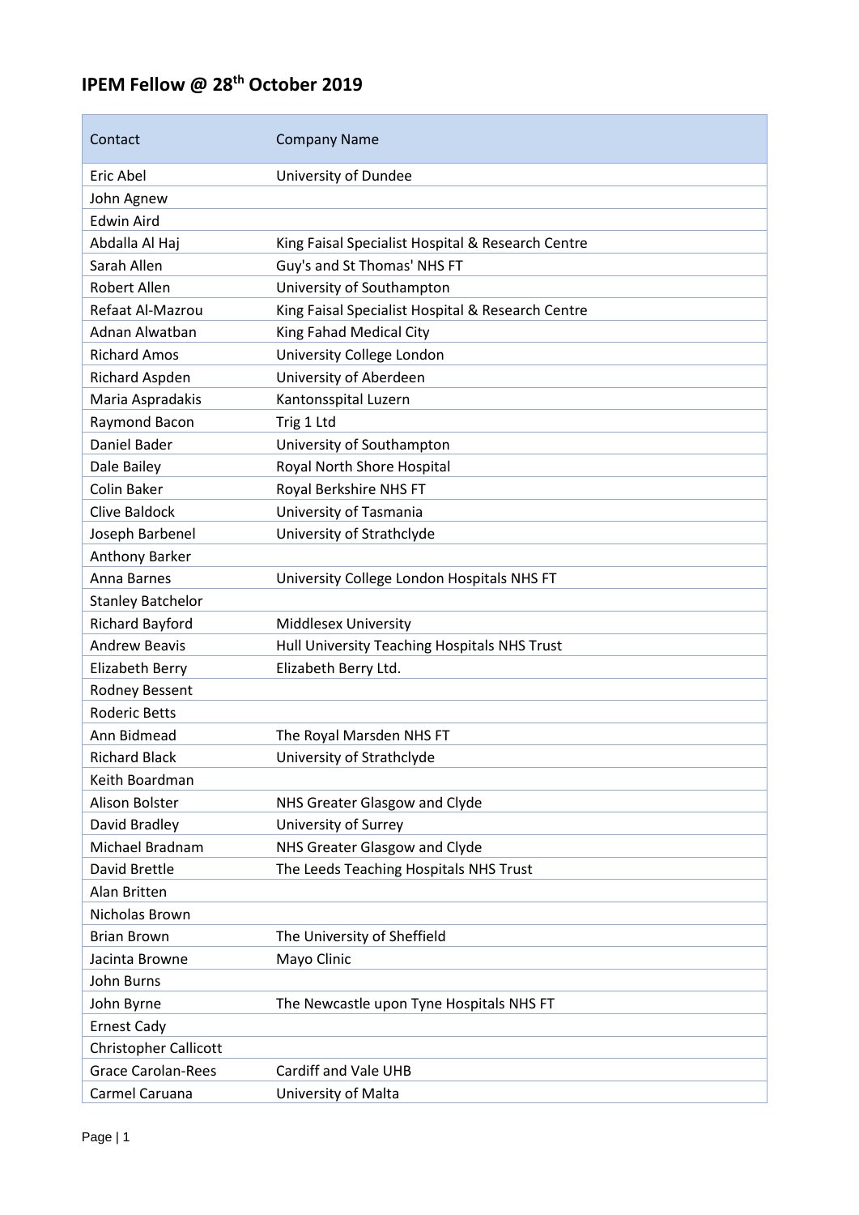# IPEM Fellow @ 28th October 2019

| Contact | Company Name |
| --- | --- |
| Eric Abel | University of Dundee |
| John Agnew | |
| Edwin Aird | |
| Abdalla Al Haj | King Faisal Specialist Hospital & Research Centre |
| Sarah Allen | Guy's and St Thomas' NHS FT |
| Robert Allen | University of Southampton |
| Refaat Al-Mazrou | King Faisal Specialist Hospital & Research Centre |
| Adnan Alwatban | King Fahad Medical City |
| Richard Amos | University College London |
| Richard Aspden | University of Aberdeen |
| Maria Aspradakis | Kantonsspital Luzern |
| Raymond Bacon | Trig 1 Ltd |
| Daniel Bader | University of Southampton |
| Dale Bailey | Royal North Shore Hospital |
| Colin Baker | Royal Berkshire NHS FT |
| Clive Baldock | University of Tasmania |
| Joseph Barbenel | University of Strathclyde |
| Anthony Barker | |
| Anna Barnes | University College London Hospitals NHS FT |
| Stanley Batchelor | |
| Richard Bayford | Middlesex University |
| Andrew Beavis | Hull University Teaching Hospitals NHS Trust |
| Elizabeth Berry | Elizabeth Berry Ltd. |
| Rodney Bessent | |
| Roderic Betts | |
| Ann Bidmead | The Royal Marsden NHS FT |
| Richard Black | University of Strathclyde |
| Keith Boardman | |
| Alison Bolster | NHS Greater Glasgow and Clyde |
| David Bradley | University of Surrey |
| Michael Bradnam | NHS Greater Glasgow and Clyde |
| David Brettle | The Leeds Teaching Hospitals NHS Trust |
| Alan Britten | |
| Nicholas Brown | |
| Brian Brown | The University of Sheffield |
| Jacinta Browne | Mayo Clinic |
| John Burns | |
| John Byrne | The Newcastle upon Tyne Hospitals NHS FT |
| Ernest Cady | |
| Christopher Callicott | |
| Grace Carolan-Rees | Cardiff and Vale UHB |
| Carmel Caruana | University of Malta |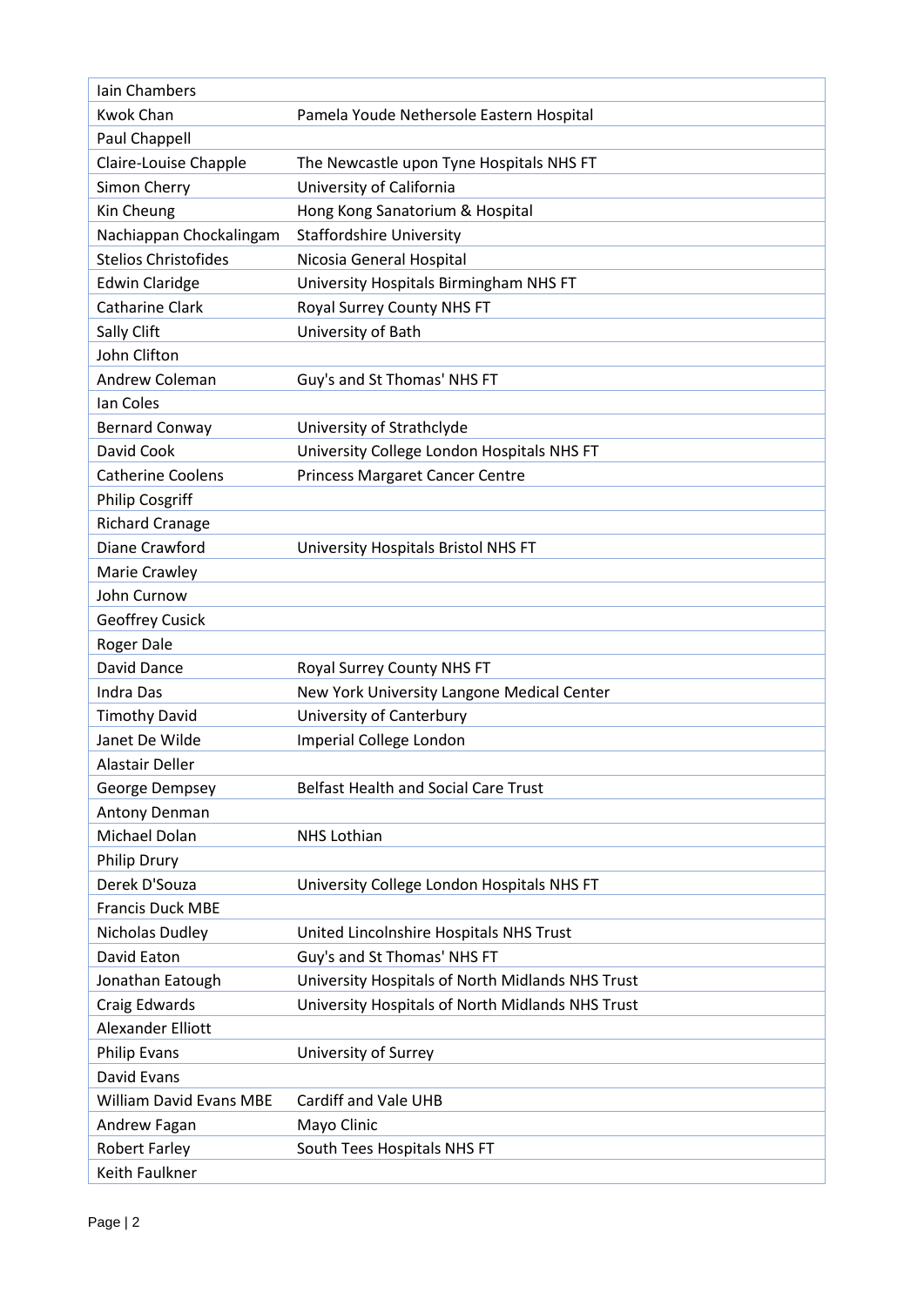| | |
|---|---|
| Iain Chambers | |
| Kwok Chan | Pamela Youde Nethersole Eastern Hospital |
| Paul Chappell | |
| Claire-Louise Chapple | The Newcastle upon Tyne Hospitals NHS FT |
| Simon Cherry | University of California |
| Kin Cheung | Hong Kong Sanatorium & Hospital |
| Nachiappan Chockalingam | Staffordshire University |
| Stelios Christofides | Nicosia General Hospital |
| Edwin Claridge | University Hospitals Birmingham NHS FT |
| Catharine Clark | Royal Surrey County NHS FT |
| Sally Clift | University of Bath |
| John Clifton | |
| Andrew Coleman | Guy's and St Thomas' NHS FT |
| Ian Coles | |
| Bernard Conway | University of Strathclyde |
| David Cook | University College London Hospitals NHS FT |
| Catherine Coolens | Princess Margaret Cancer Centre |
| Philip Cosgriff | |
| Richard Cranage | |
| Diane Crawford | University Hospitals Bristol NHS FT |
| Marie Crawley | |
| John Curnow | |
| Geoffrey Cusick | |
| Roger Dale | |
| David Dance | Royal Surrey County NHS FT |
| Indra Das | New York University Langone Medical Center |
| Timothy David | University of Canterbury |
| Janet De Wilde | Imperial College London |
| Alastair Deller | |
| George Dempsey | Belfast Health and Social Care Trust |
| Antony Denman | |
| Michael Dolan | NHS Lothian |
| Philip Drury | |
| Derek D'Souza | University College London Hospitals NHS FT |
| Francis Duck MBE | |
| Nicholas Dudley | United Lincolnshire Hospitals NHS Trust |
| David Eaton | Guy's and St Thomas' NHS FT |
| Jonathan Eatough | University Hospitals of North Midlands NHS Trust |
| Craig Edwards | University Hospitals of North Midlands NHS Trust |
| Alexander Elliott | |
| Philip Evans | University of Surrey |
| David Evans | |
| William David Evans MBE | Cardiff and Vale UHB |
| Andrew Fagan | Mayo Clinic |
| Robert Farley | South Tees Hospitals NHS FT |
| Keith Faulkner | |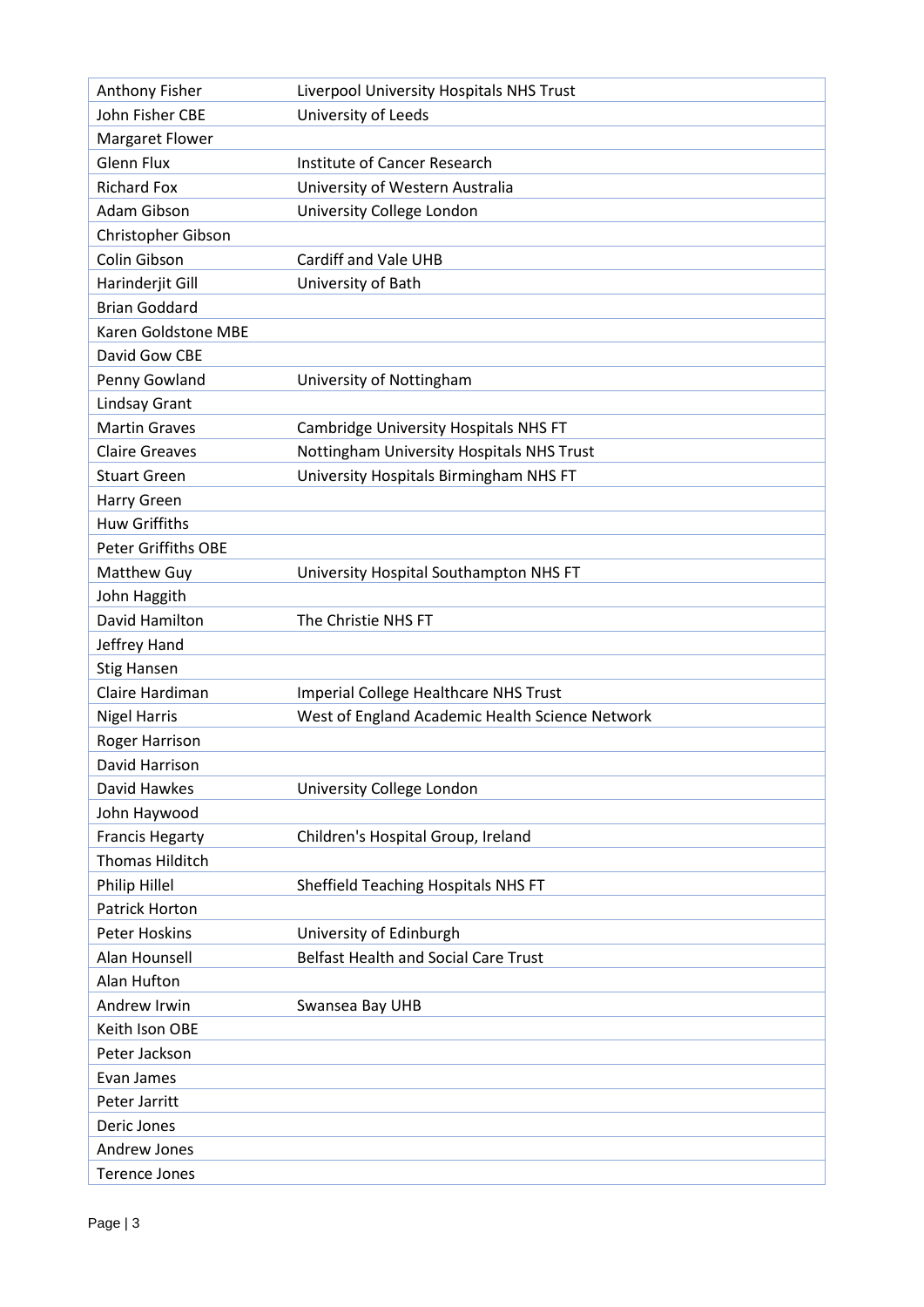| | |
|---|---|
| Anthony Fisher | Liverpool University Hospitals NHS Trust |
| John Fisher CBE | University of Leeds |
| Margaret Flower | |
| Glenn Flux | Institute of Cancer Research |
| Richard Fox | University of Western Australia |
| Adam Gibson | University College London |
| Christopher Gibson | |
| Colin Gibson | Cardiff and Vale UHB |
| Harinderjit Gill | University of Bath |
| Brian Goddard | |
| Karen Goldstone MBE | |
| David Gow CBE | |
| Penny Gowland | University of Nottingham |
| Lindsay Grant | |
| Martin Graves | Cambridge University Hospitals NHS FT |
| Claire Greaves | Nottingham University Hospitals NHS Trust |
| Stuart Green | University Hospitals Birmingham NHS FT |
| Harry Green | |
| Huw Griffiths | |
| Peter Griffiths OBE | |
| Matthew Guy | University Hospital Southampton NHS FT |
| John Haggith | |
| David Hamilton | The Christie NHS FT |
| Jeffrey Hand | |
| Stig Hansen | |
| Claire Hardiman | Imperial College Healthcare NHS Trust |
| Nigel Harris | West of England Academic Health Science Network |
| Roger Harrison | |
| David Harrison | |
| David Hawkes | University College London |
| John Haywood | |
| Francis Hegarty | Children's Hospital Group, Ireland |
| Thomas Hilditch | |
| Philip Hillel | Sheffield Teaching Hospitals NHS FT |
| Patrick Horton | |
| Peter Hoskins | University of Edinburgh |
| Alan Hounsell | Belfast Health and Social Care Trust |
| Alan Hufton | |
| Andrew Irwin | Swansea Bay UHB |
| Keith Ison OBE | |
| Peter Jackson | |
| Evan James | |
| Peter Jarritt | |
| Deric Jones | |
| Andrew Jones | |
| Terence Jones | |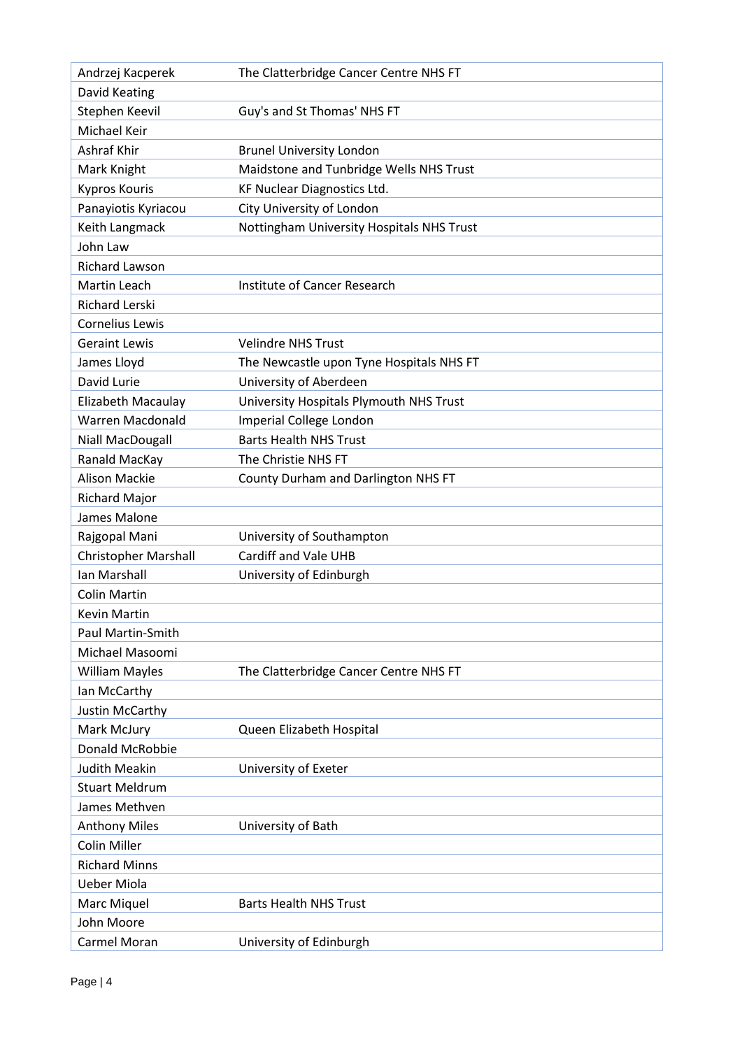| | |
|---|---|
| Andrzej Kacperek | The Clatterbridge Cancer Centre NHS FT |
| David Keating | |
| Stephen Keevil | Guy's and St Thomas' NHS FT |
| Michael Keir | |
| Ashraf Khir | Brunel University London |
| Mark Knight | Maidstone and Tunbridge Wells NHS Trust |
| Kypros Kouris | KF Nuclear Diagnostics Ltd. |
| Panayiotis Kyriacou | City University of London |
| Keith Langmack | Nottingham University Hospitals NHS Trust |
| John Law | |
| Richard Lawson | |
| Martin Leach | Institute of Cancer Research |
| Richard Lerski | |
| Cornelius Lewis | |
| Geraint Lewis | Velindre NHS Trust |
| James Lloyd | The Newcastle upon Tyne Hospitals NHS FT |
| David Lurie | University of Aberdeen |
| Elizabeth Macaulay | University Hospitals Plymouth NHS Trust |
| Warren Macdonald | Imperial College London |
| Niall MacDougall | Barts Health NHS Trust |
| Ranald MacKay | The Christie NHS FT |
| Alison Mackie | County Durham and Darlington NHS FT |
| Richard Major | |
| James Malone | |
| Rajgopal Mani | University of Southampton |
| Christopher Marshall | Cardiff and Vale UHB |
| Ian Marshall | University of Edinburgh |
| Colin Martin | |
| Kevin Martin | |
| Paul Martin-Smith | |
| Michael Masoomi | |
| William Mayles | The Clatterbridge Cancer Centre NHS FT |
| Ian McCarthy | |
| Justin McCarthy | |
| Mark McJury | Queen Elizabeth Hospital |
| Donald McRobbie | |
| Judith Meakin | University of Exeter |
| Stuart Meldrum | |
| James Methven | |
| Anthony Miles | University of Bath |
| Colin Miller | |
| Richard Minns | |
| Ueber Miola | |
| Marc Miquel | Barts Health NHS Trust |
| John Moore | |
| Carmel Moran | University of Edinburgh |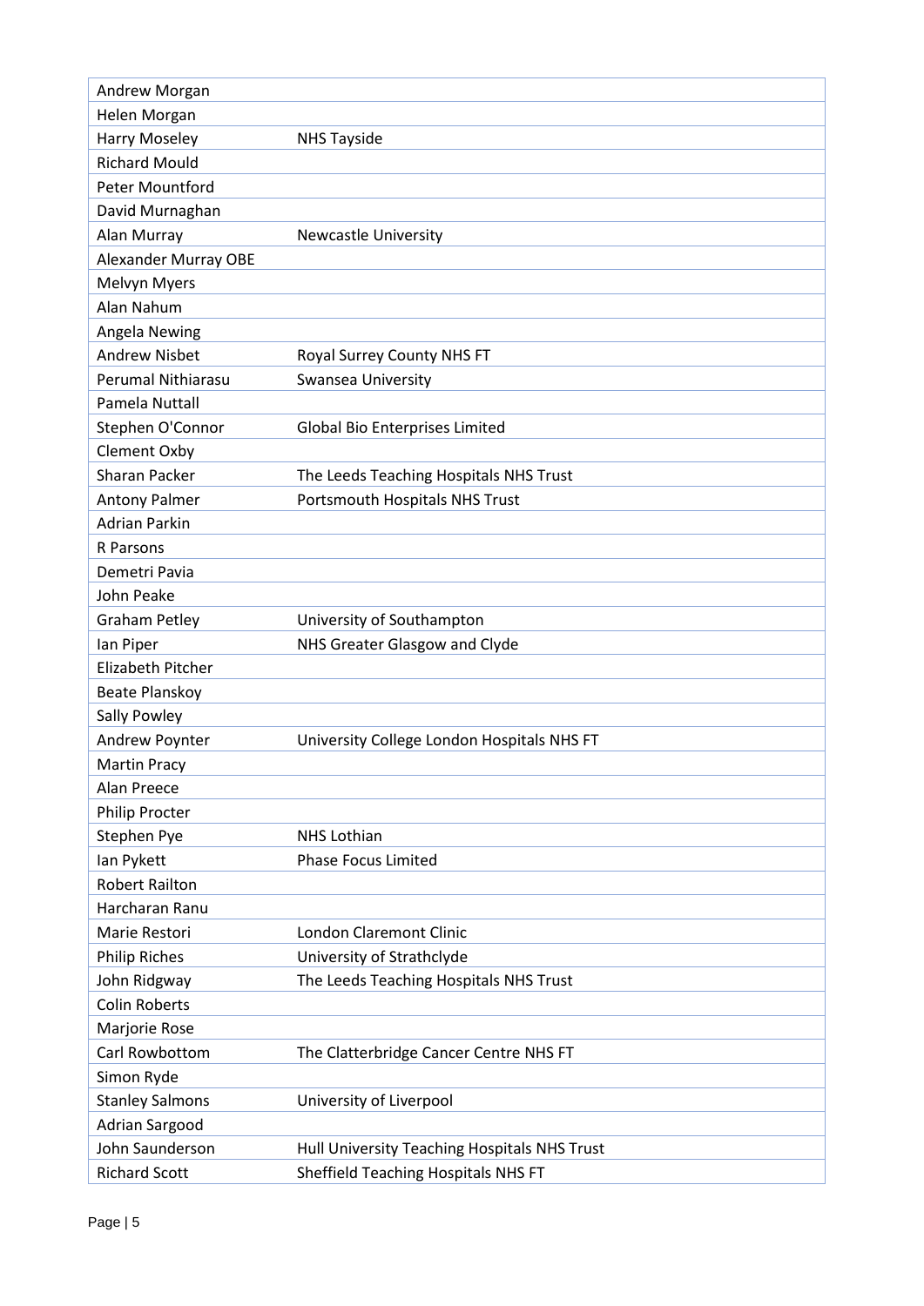| | |
|---|---|
| Andrew Morgan | |
| Helen Morgan | |
| Harry Moseley | NHS Tayside |
| Richard Mould | |
| Peter Mountford | |
| David Murnaghan | |
| Alan Murray | Newcastle University |
| Alexander Murray OBE | |
| Melvyn Myers | |
| Alan Nahum | |
| Angela Newing | |
| Andrew Nisbet | Royal Surrey County NHS FT |
| Perumal Nithiarasu | Swansea University |
| Pamela Nuttall | |
| Stephen O'Connor | Global Bio Enterprises Limited |
| Clement Oxby | |
| Sharan Packer | The Leeds Teaching Hospitals NHS Trust |
| Antony Palmer | Portsmouth Hospitals NHS Trust |
| Adrian Parkin | |
| R Parsons | |
| Demetri Pavia | |
| John Peake | |
| Graham Petley | University of Southampton |
| Ian Piper | NHS Greater Glasgow and Clyde |
| Elizabeth Pitcher | |
| Beate Planskoy | |
| Sally Powley | |
| Andrew Poynter | University College London Hospitals NHS FT |
| Martin Pracy | |
| Alan Preece | |
| Philip Procter | |
| Stephen Pye | NHS Lothian |
| Ian Pykett | Phase Focus Limited |
| Robert Railton | |
| Harcharan Ranu | |
| Marie Restori | London Claremont Clinic |
| Philip Riches | University of Strathclyde |
| John Ridgway | The Leeds Teaching Hospitals NHS Trust |
| Colin Roberts | |
| Marjorie Rose | |
| Carl Rowbottom | The Clatterbridge Cancer Centre NHS FT |
| Simon Ryde | |
| Stanley Salmons | University of Liverpool |
| Adrian Sargood | |
| John Saunderson | Hull University Teaching Hospitals NHS Trust |
| Richard Scott | Sheffield Teaching Hospitals NHS FT |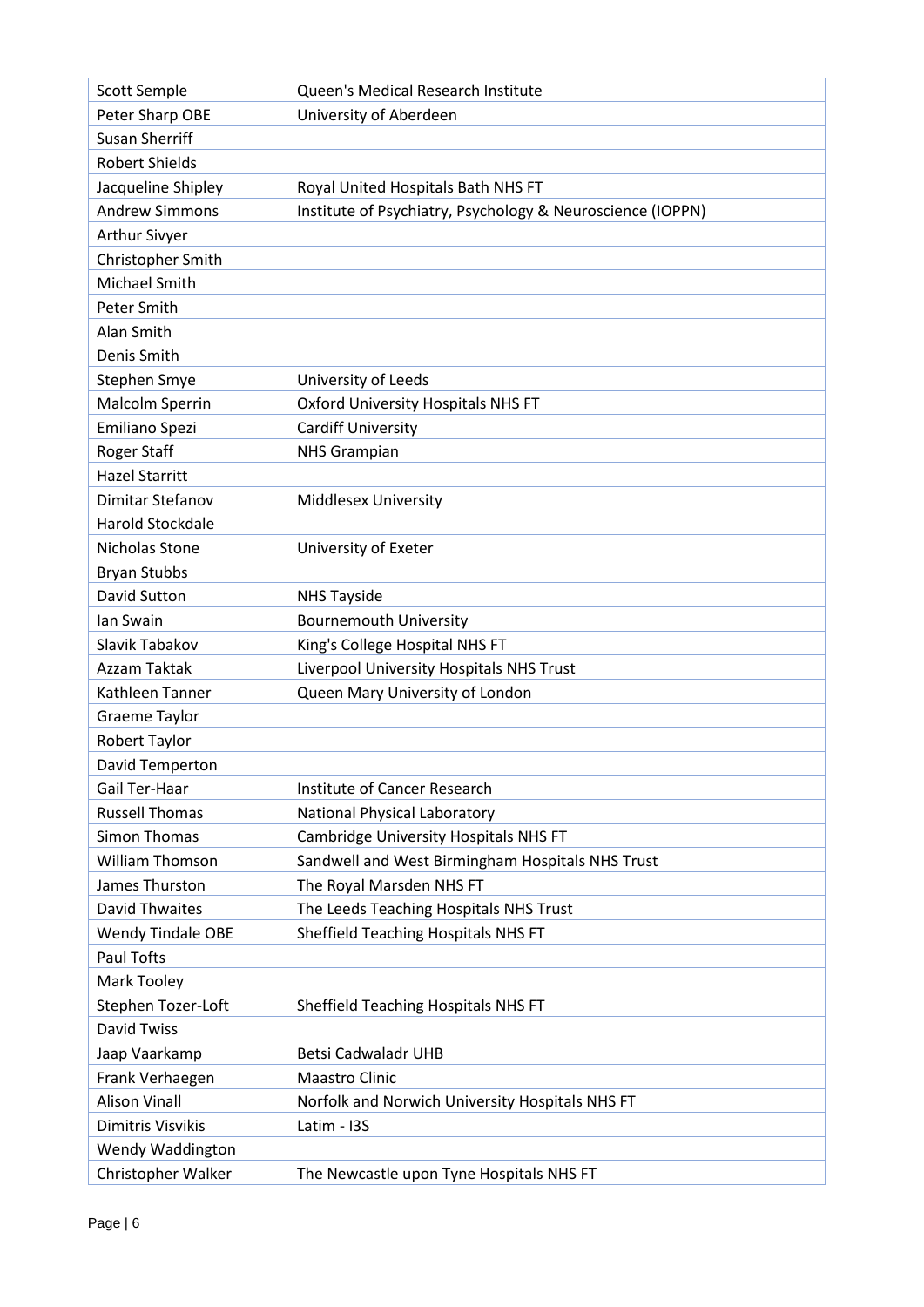| | |
|---|---|
| Scott Semple | Queen's Medical Research Institute |
| Peter Sharp OBE | University of Aberdeen |
| Susan Sherriff | |
| Robert Shields | |
| Jacqueline Shipley | Royal United Hospitals Bath NHS FT |
| Andrew Simmons | Institute of Psychiatry, Psychology & Neuroscience (IOPPN) |
| Arthur Sivyer | |
| Christopher Smith | |
| Michael Smith | |
| Peter Smith | |
| Alan Smith | |
| Denis Smith | |
| Stephen Smye | University of Leeds |
| Malcolm Sperrin | Oxford University Hospitals NHS FT |
| Emiliano Spezi | Cardiff University |
| Roger Staff | NHS Grampian |
| Hazel Starritt | |
| Dimitar Stefanov | Middlesex University |
| Harold Stockdale | |
| Nicholas Stone | University of Exeter |
| Bryan Stubbs | |
| David Sutton | NHS Tayside |
| Ian Swain | Bournemouth University |
| Slavik Tabakov | King's College Hospital NHS FT |
| Azzam Taktak | Liverpool University Hospitals NHS Trust |
| Kathleen Tanner | Queen Mary University of London |
| Graeme Taylor | |
| Robert Taylor | |
| David Temperton | |
| Gail Ter-Haar | Institute of Cancer Research |
| Russell Thomas | National Physical Laboratory |
| Simon Thomas | Cambridge University Hospitals NHS FT |
| William Thomson | Sandwell and West Birmingham Hospitals NHS Trust |
| James Thurston | The Royal Marsden NHS FT |
| David Thwaites | The Leeds Teaching Hospitals NHS Trust |
| Wendy Tindale OBE | Sheffield Teaching Hospitals NHS FT |
| Paul Tofts | |
| Mark Tooley | |
| Stephen Tozer-Loft | Sheffield Teaching Hospitals NHS FT |
| David Twiss | |
| Jaap Vaarkamp | Betsi Cadwaladr UHB |
| Frank Verhaegen | Maastro Clinic |
| Alison Vinall | Norfolk and Norwich University Hospitals NHS FT |
| Dimitris Visvikis | Latim - I3S |
| Wendy Waddington | |
| Christopher Walker | The Newcastle upon Tyne Hospitals NHS FT |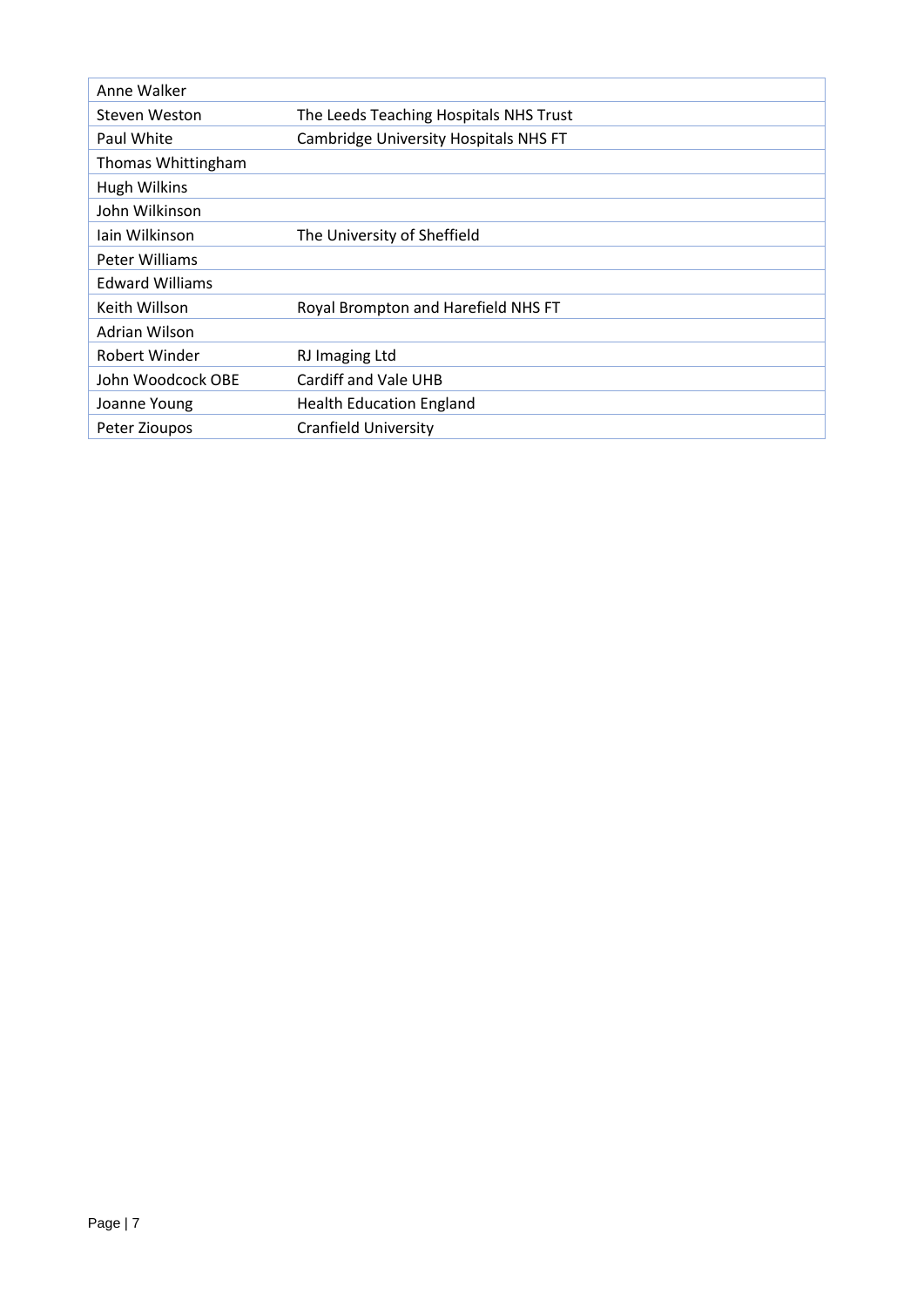| | |
|---|---|
| Anne Walker | |
| Steven Weston | The Leeds Teaching Hospitals NHS Trust |
| Paul White | Cambridge University Hospitals NHS FT |
| Thomas Whittingham | |
| Hugh Wilkins | |
| John Wilkinson | |
| Iain Wilkinson | The University of Sheffield |
| Peter Williams | |
| Edward Williams | |
| Keith Willson | Royal Brompton and Harefield NHS FT |
| Adrian Wilson | |
| Robert Winder | RJ Imaging Ltd |
| John Woodcock OBE | Cardiff and Vale UHB |
| Joanne Young | Health Education England |
| Peter Zioupos | Cranfield University |